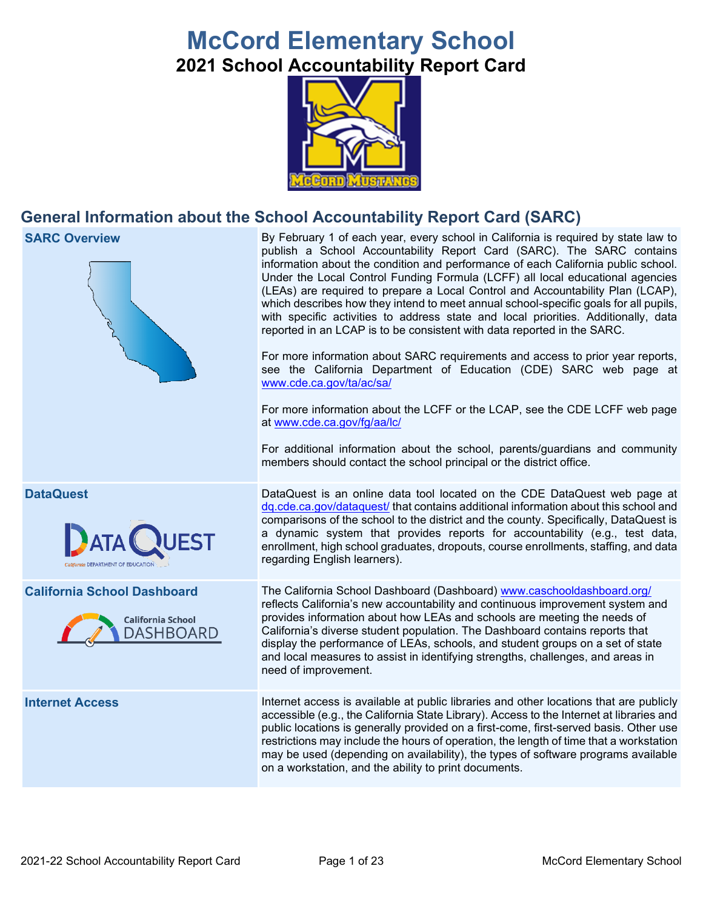# McCord Elementary School

## 2021 School Accountability Report Card

## General Information about the School Accountability Report Card (SARC)

| | |
|---|---|
| **SARC Overview** | By February 1 of each year, every school in California is required by state law to publish a School Accountability Report Card (SARC). The SARC contains information about the condition and performance of each California public school. Under the Local Control Funding Formula (LCFF) all local educational agencies (LEAs) are required to prepare a Local Control and Accountability Plan (LCAP), which describes how they intend to meet annual school-specific goals for all pupils, with specific activities to address state and local priorities. Additionally, data reported in an LCAP is to be consistent with data reported in the SARC.<br><br>For more information about SARC requirements and access to prior year reports, see the California Department of Education (CDE) SARC web page at www.cde.ca.gov/ta/ac/sa/<br><br>For more information about the LCFF or the LCAP, see the CDE LCFF web page at www.cde.ca.gov/fg/aa/lc/<br><br>For additional information about the school, parents/guardians and community members should contact the school principal or the district office. |
| **DataQuest** | DataQuest is an online data tool located on the CDE DataQuest web page at dq.cde.ca.gov/dataquest/ that contains additional information about this school and comparisons of the school to the district and the county. Specifically, DataQuest is a dynamic system that provides reports for accountability (e.g., test data, enrollment, high school graduates, dropouts, course enrollments, staffing, and data regarding English learners). |
| **California School Dashboard** | The California School Dashboard (Dashboard) www.caschooldashboard.org/ reflects California's new accountability and continuous improvement system and provides information about how LEAs and schools are meeting the needs of California's diverse student population. The Dashboard contains reports that display the performance of LEAs, schools, and student groups on a set of state and local measures to assist in identifying strengths, challenges, and areas in need of improvement. |
| **Internet Access** | Internet access is available at public libraries and other locations that are publicly accessible (e.g., the California State Library). Access to the Internet at libraries and public locations is generally provided on a first-come, first-served basis. Other use restrictions may include the hours of operation, the length of time that a workstation may be used (depending on availability), the types of software programs available on a workstation, and the ability to print documents. |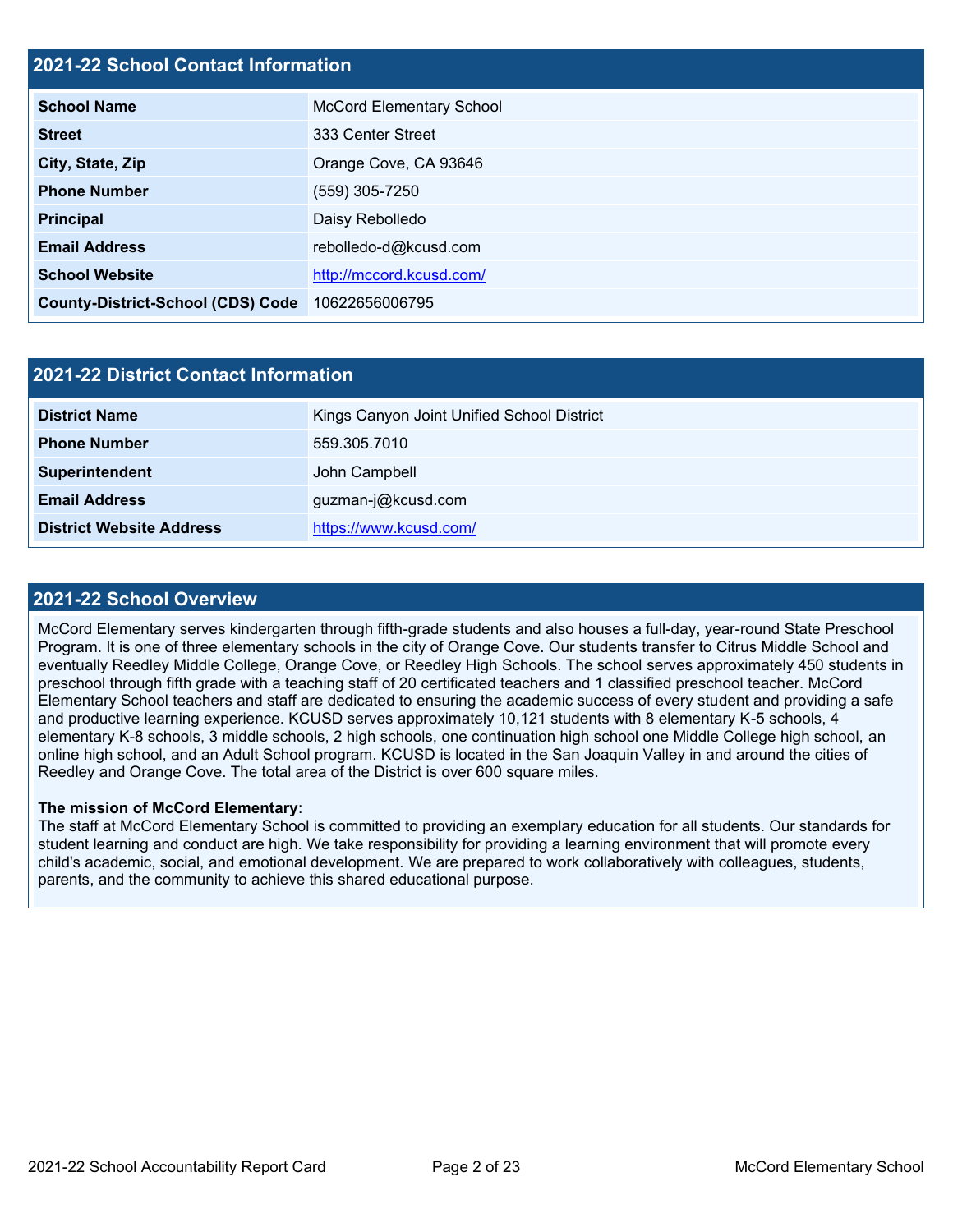## 2021-22 School Contact Information

| 2021-22 School Contact Information | |
| --- | --- |
| **School Name** | McCord Elementary School |
| **Street** | 333 Center Street |
| **City, State, Zip** | Orange Cove, CA 93646 |
| **Phone Number** | (559) 305-7250 |
| **Principal** | Daisy Rebolledo |
| **Email Address** | rebolledo-d@kcusd.com |
| **School Website** | http://mccord.kcusd.com/ |
| **County-District-School (CDS) Code** | 10622656006795 |

## 2021-22 District Contact Information

| 2021-22 District Contact Information | |
| --- | --- |
| **District Name** | Kings Canyon Joint Unified School District |
| **Phone Number** | 559.305.7010 |
| **Superintendent** | John Campbell |
| **Email Address** | guzman-j@kcusd.com |
| **District Website Address** | https://www.kcusd.com/ |

## 2021-22 School Overview

McCord Elementary serves kindergarten through fifth-grade students and also houses a full-day, year-round State Preschool Program. It is one of three elementary schools in the city of Orange Cove. Our students transfer to Citrus Middle School and eventually Reedley Middle College, Orange Cove, or Reedley High Schools. The school serves approximately 450 students in preschool through fifth grade with a teaching staff of 20 certificated teachers and 1 classified preschool teacher. McCord Elementary School teachers and staff are dedicated to ensuring the academic success of every student and providing a safe and productive learning experience. KCUSD serves approximately 10,121 students with 8 elementary K-5 schools, 4 elementary K-8 schools, 3 middle schools, 2 high schools, one continuation high school one Middle College high school, an online high school, and an Adult School program. KCUSD is located in the San Joaquin Valley in and around the cities of Reedley and Orange Cove. The total area of the District is over 600 square miles.

**The mission of McCord Elementary**:
The staff at McCord Elementary School is committed to providing an exemplary education for all students. Our standards for student learning and conduct are high. We take responsibility for providing a learning environment that will promote every child's academic, social, and emotional development. We are prepared to work collaboratively with colleagues, students, parents, and the community to achieve this shared educational purpose.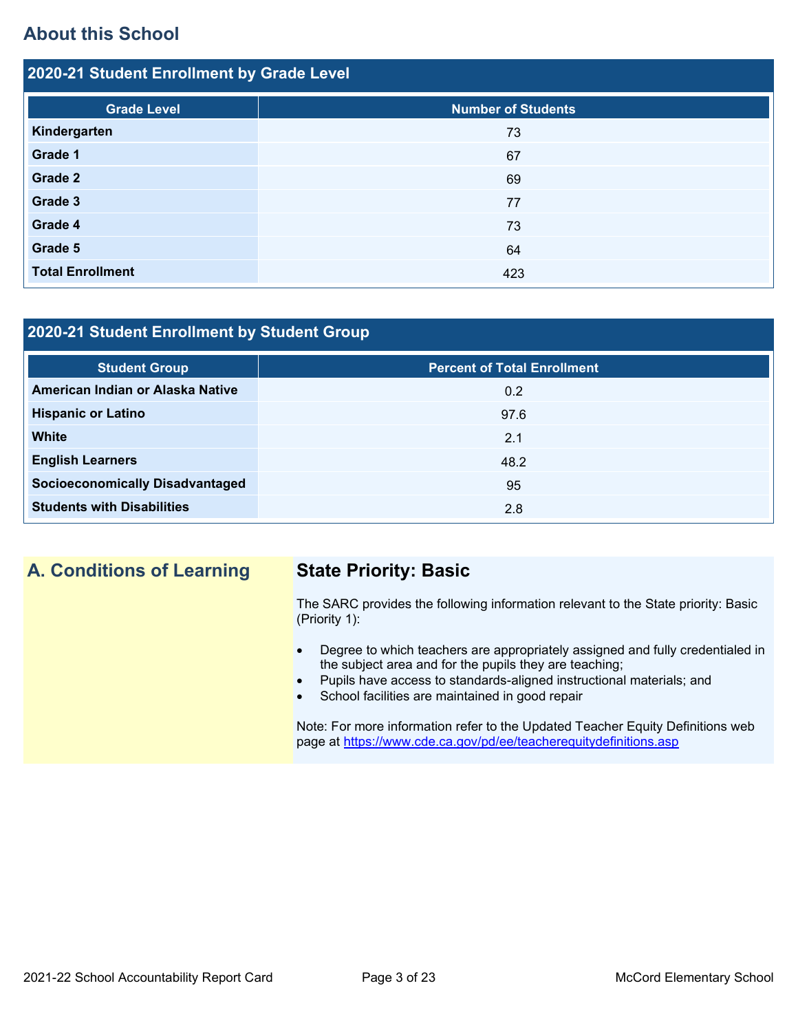## About this School

### 2020-21 Student Enrollment by Grade Level

| Grade Level | Number of Students |
|---|---|
| **Kindergarten** | 73 |
| **Grade 1** | 67 |
| **Grade 2** | 69 |
| **Grade 3** | 77 |
| **Grade 4** | 73 |
| **Grade 5** | 64 |
| **Total Enrollment** | 423 |

### 2020-21 Student Enrollment by Student Group

| Student Group | Percent of Total Enrollment |
|---|---|
| **American Indian or Alaska Native** | 0.2 |
| **Hispanic or Latino** | 97.6 |
| **White** | 2.1 |
| **English Learners** | 48.2 |
| **Socioeconomically Disadvantaged** | 95 |
| **Students with Disabilities** | 2.8 |

## A. Conditions of Learning

### State Priority: Basic

The SARC provides the following information relevant to the State priority: Basic (Priority 1):

- Degree to which teachers are appropriately assigned and fully credentialed in the subject area and for the pupils they are teaching;
- Pupils have access to standards-aligned instructional materials; and
- School facilities are maintained in good repair

Note: For more information refer to the Updated Teacher Equity Definitions web page at https://www.cde.ca.gov/pd/ee/teacherequitydefinitions.asp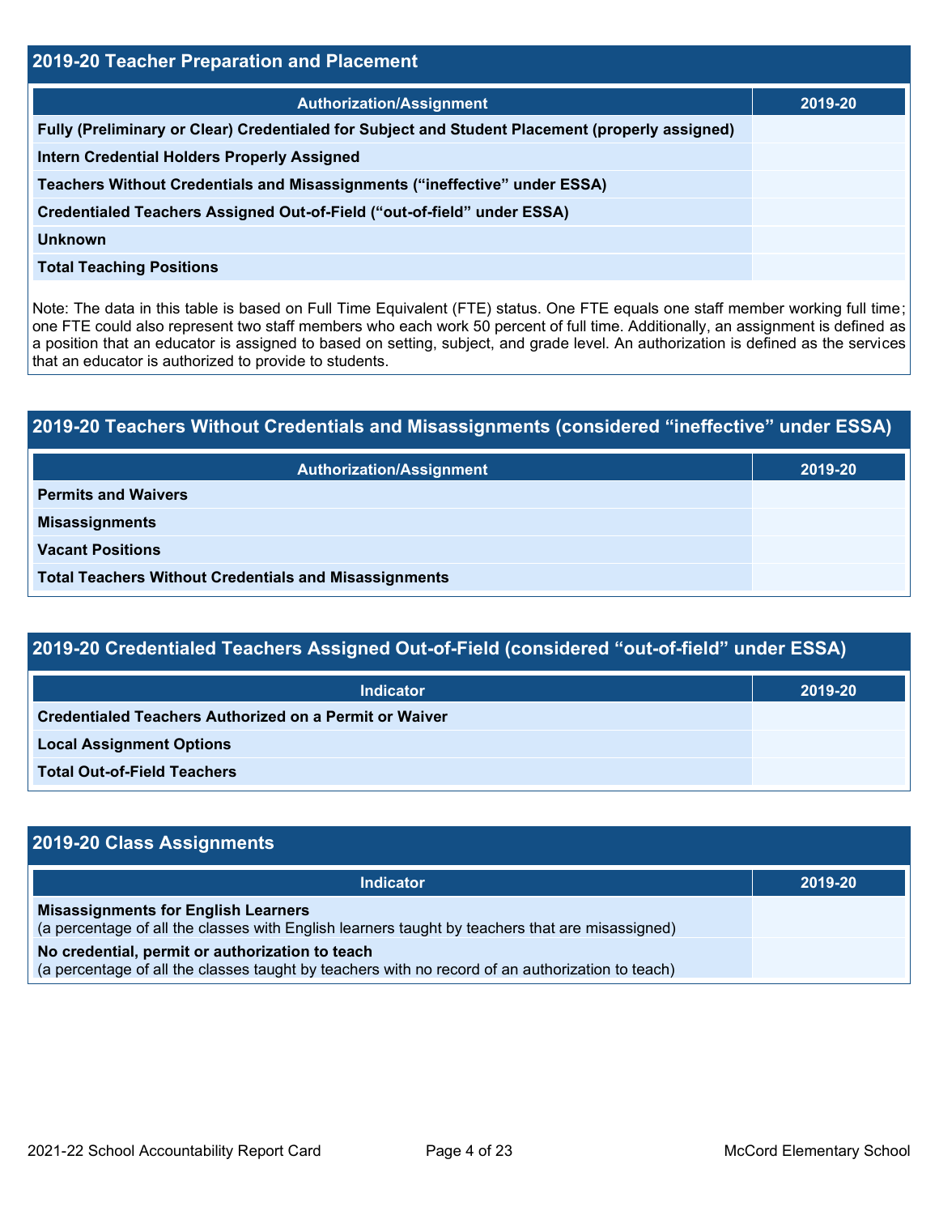## 2019-20 Teacher Preparation and Placement

| Authorization/Assignment | 2019-20 |
| --- | --- |
| Fully (Preliminary or Clear) Credentialed for Subject and Student Placement (properly assigned) | |
| Intern Credential Holders Properly Assigned | |
| Teachers Without Credentials and Misassignments ("ineffective" under ESSA) | |
| Credentialed Teachers Assigned Out-of-Field ("out-of-field" under ESSA) | |
| Unknown | |
| Total Teaching Positions | |

Note: The data in this table is based on Full Time Equivalent (FTE) status. One FTE equals one staff member working full time; one FTE could also represent two staff members who each work 50 percent of full time. Additionally, an assignment is defined as a position that an educator is assigned to based on setting, subject, and grade level. An authorization is defined as the services that an educator is authorized to provide to students.

## 2019-20 Teachers Without Credentials and Misassignments (considered "ineffective" under ESSA)

| Authorization/Assignment | 2019-20 |
| --- | --- |
| Permits and Waivers | |
| Misassignments | |
| Vacant Positions | |
| Total Teachers Without Credentials and Misassignments | |

## 2019-20 Credentialed Teachers Assigned Out-of-Field (considered "out-of-field" under ESSA)

| Indicator | 2019-20 |
| --- | --- |
| Credentialed Teachers Authorized on a Permit or Waiver | |
| Local Assignment Options | |
| Total Out-of-Field Teachers | |

## 2019-20 Class Assignments

| Indicator | 2019-20 |
| --- | --- |
| **Misassignments for English Learners** (a percentage of all the classes with English learners taught by teachers that are misassigned) | |
| **No credential, permit or authorization to teach** (a percentage of all the classes taught by teachers with no record of an authorization to teach) | |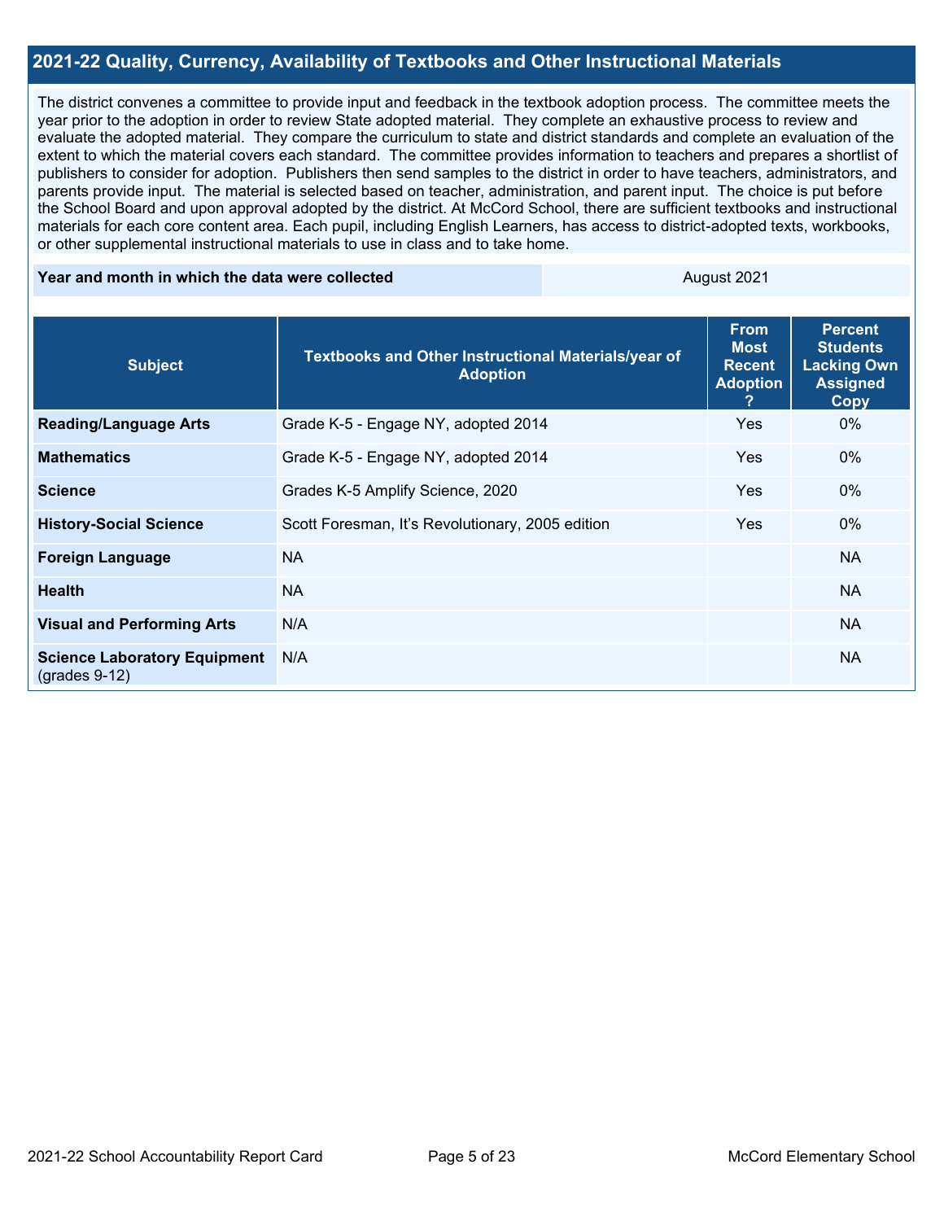## 2021-22 Quality, Currency, Availability of Textbooks and Other Instructional Materials

The district convenes a committee to provide input and feedback in the textbook adoption process. The committee meets the year prior to the adoption in order to review State adopted material. They complete an exhaustive process to review and evaluate the adopted material. They compare the curriculum to state and district standards and complete an evaluation of the extent to which the material covers each standard. The committee provides information to teachers and prepares a shortlist of publishers to consider for adoption. Publishers then send samples to the district in order to have teachers, administrators, and parents provide input. The material is selected based on teacher, administration, and parent input. The choice is put before the School Board and upon approval adopted by the district. At McCord School, there are sufficient textbooks and instructional materials for each core content area. Each pupil, including English Learners, has access to district-adopted texts, workbooks, or other supplemental instructional materials to use in class and to take home.

| Year and month in which the data were collected | August 2021 |
| --- | --- |

| Subject | Textbooks and Other Instructional Materials/year of Adoption | From Most Recent Adoption ? | Percent Students Lacking Own Assigned Copy |
| --- | --- | --- | --- |
| **Reading/Language Arts** | Grade K-5 - Engage NY, adopted 2014 | Yes | 0% |
| **Mathematics** | Grade K-5 - Engage NY, adopted 2014 | Yes | 0% |
| **Science** | Grades K-5 Amplify Science, 2020 | Yes | 0% |
| **History-Social Science** | Scott Foresman, It's Revolutionary, 2005 edition | Yes | 0% |
| **Foreign Language** | NA | | NA |
| **Health** | NA | | NA |
| **Visual and Performing Arts** | N/A | | NA |
| **Science Laboratory Equipment** (grades 9-12) | N/A | | NA |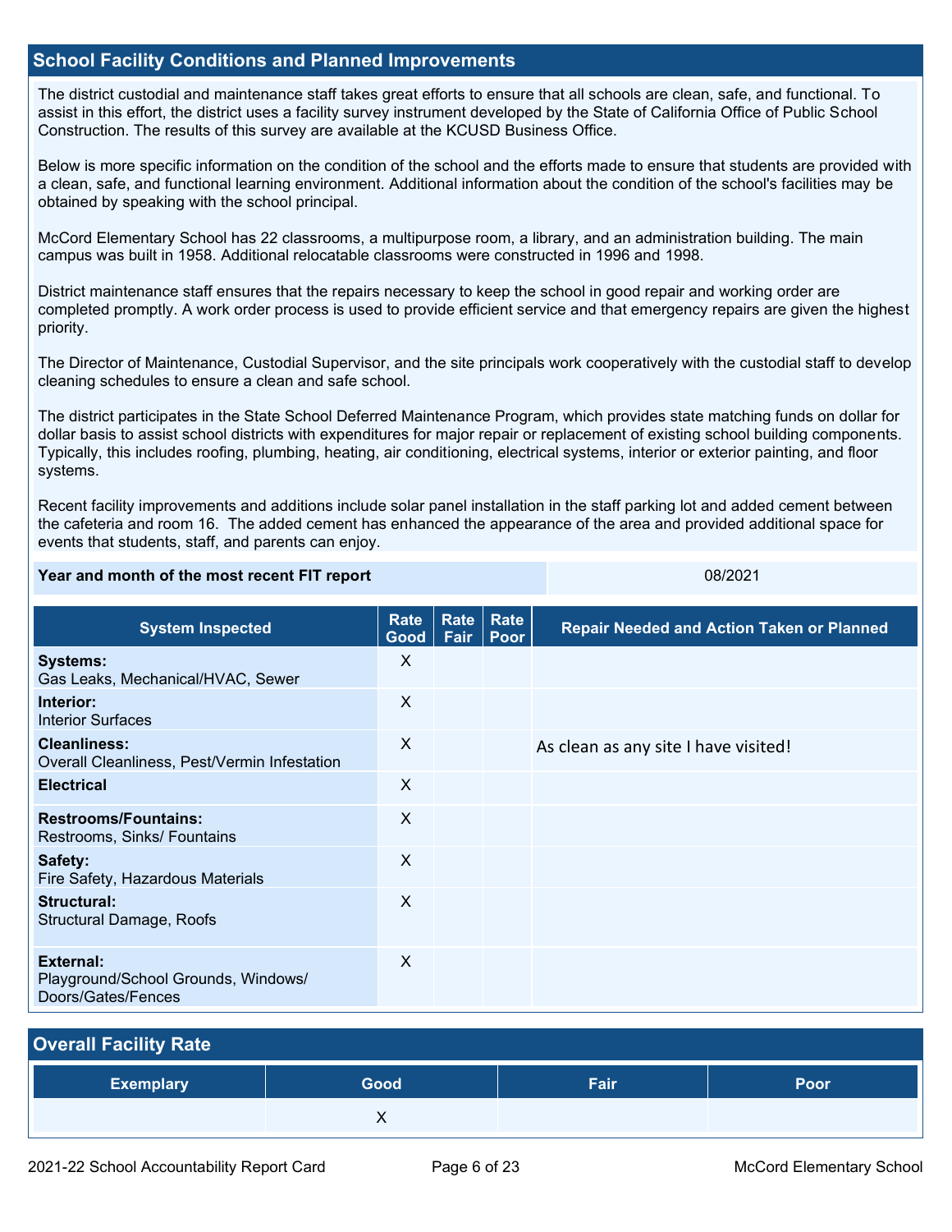## School Facility Conditions and Planned Improvements

The district custodial and maintenance staff takes great efforts to ensure that all schools are clean, safe, and functional. To assist in this effort, the district uses a facility survey instrument developed by the State of California Office of Public School Construction. The results of this survey are available at the KCUSD Business Office.

Below is more specific information on the condition of the school and the efforts made to ensure that students are provided with a clean, safe, and functional learning environment. Additional information about the condition of the school's facilities may be obtained by speaking with the school principal.

McCord Elementary School has 22 classrooms, a multipurpose room, a library, and an administration building. The main campus was built in 1958. Additional relocatable classrooms were constructed in 1996 and 1998.

District maintenance staff ensures that the repairs necessary to keep the school in good repair and working order are completed promptly. A work order process is used to provide efficient service and that emergency repairs are given the highest priority.

The Director of Maintenance, Custodial Supervisor, and the site principals work cooperatively with the custodial staff to develop cleaning schedules to ensure a clean and safe school.

The district participates in the State School Deferred Maintenance Program, which provides state matching funds on dollar for dollar basis to assist school districts with expenditures for major repair or replacement of existing school building components. Typically, this includes roofing, plumbing, heating, air conditioning, electrical systems, interior or exterior painting, and floor systems.

Recent facility improvements and additions include solar panel installation in the staff parking lot and added cement between the cafeteria and room 16. The added cement has enhanced the appearance of the area and provided additional space for events that students, staff, and parents can enjoy.

| Year and month of the most recent FIT report | 08/2021 |
| --- | --- |

| System Inspected | Rate Good | Rate Fair | Rate Poor | Repair Needed and Action Taken or Planned |
| --- | --- | --- | --- | --- |
| **Systems:** Gas Leaks, Mechanical/HVAC, Sewer | X | | | |
| **Interior:** Interior Surfaces | X | | | |
| **Cleanliness:** Overall Cleanliness, Pest/Vermin Infestation | X | | | As clean as any site I have visited! |
| **Electrical** | X | | | |
| **Restrooms/Fountains:** Restrooms, Sinks/ Fountains | X | | | |
| **Safety:** Fire Safety, Hazardous Materials | X | | | |
| **Structural:** Structural Damage, Roofs | X | | | |
| **External:** Playground/School Grounds, Windows/ Doors/Gates/Fences | X | | | |

## Overall Facility Rate

| Exemplary | Good | Fair | Poor |
| --- | --- | --- | --- |
| | X | | |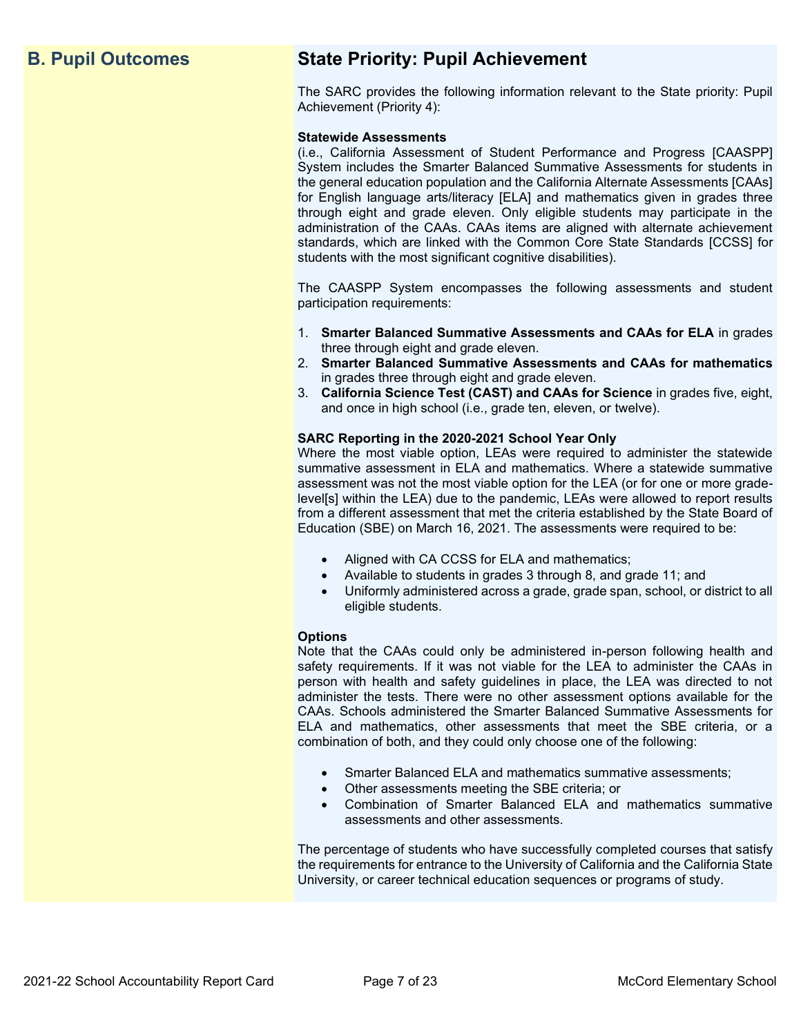## B. Pupil Outcomes

## State Priority: Pupil Achievement

The SARC provides the following information relevant to the State priority: Pupil Achievement (Priority 4):

**Statewide Assessments**
(i.e., California Assessment of Student Performance and Progress [CAASPP] System includes the Smarter Balanced Summative Assessments for students in the general education population and the California Alternate Assessments [CAAs] for English language arts/literacy [ELA] and mathematics given in grades three through eight and grade eleven. Only eligible students may participate in the administration of the CAAs. CAAs items are aligned with alternate achievement standards, which are linked with the Common Core State Standards [CCSS] for students with the most significant cognitive disabilities).

The CAASPP System encompasses the following assessments and student participation requirements:

1. **Smarter Balanced Summative Assessments and CAAs for ELA** in grades three through eight and grade eleven.
2. **Smarter Balanced Summative Assessments and CAAs for mathematics** in grades three through eight and grade eleven.
3. **California Science Test (CAST) and CAAs for Science** in grades five, eight, and once in high school (i.e., grade ten, eleven, or twelve).

**SARC Reporting in the 2020-2021 School Year Only**
Where the most viable option, LEAs were required to administer the statewide summative assessment in ELA and mathematics. Where a statewide summative assessment was not the most viable option for the LEA (or for one or more grade-level[s] within the LEA) due to the pandemic, LEAs were allowed to report results from a different assessment that met the criteria established by the State Board of Education (SBE) on March 16, 2021. The assessments were required to be:

- Aligned with CA CCSS for ELA and mathematics;
- Available to students in grades 3 through 8, and grade 11; and
- Uniformly administered across a grade, grade span, school, or district to all eligible students.

**Options**
Note that the CAAs could only be administered in-person following health and safety requirements. If it was not viable for the LEA to administer the CAAs in person with health and safety guidelines in place, the LEA was directed to not administer the tests. There were no other assessment options available for the CAAs. Schools administered the Smarter Balanced Summative Assessments for ELA and mathematics, other assessments that meet the SBE criteria, or a combination of both, and they could only choose one of the following:

- Smarter Balanced ELA and mathematics summative assessments;
- Other assessments meeting the SBE criteria; or
- Combination of Smarter Balanced ELA and mathematics summative assessments and other assessments.

The percentage of students who have successfully completed courses that satisfy the requirements for entrance to the University of California and the California State University, or career technical education sequences or programs of study.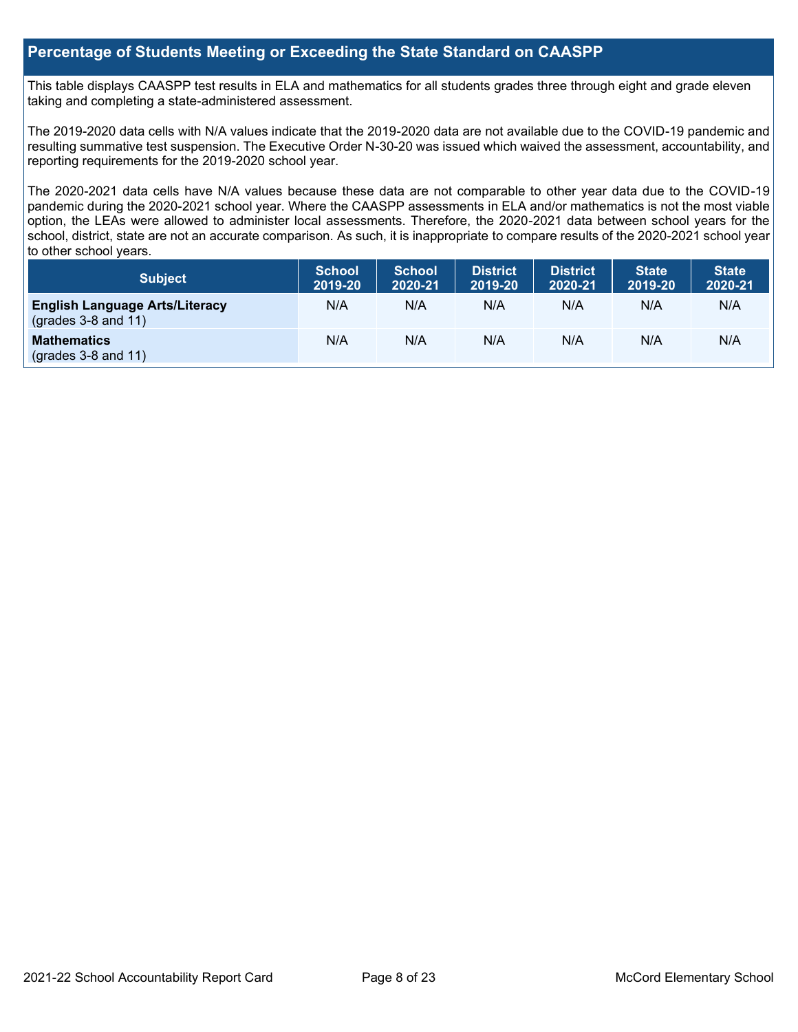## Percentage of Students Meeting or Exceeding the State Standard on CAASPP

This table displays CAASPP test results in ELA and mathematics for all students grades three through eight and grade eleven taking and completing a state-administered assessment.

The 2019-2020 data cells with N/A values indicate that the 2019-2020 data are not available due to the COVID-19 pandemic and resulting summative test suspension. The Executive Order N-30-20 was issued which waived the assessment, accountability, and reporting requirements for the 2019-2020 school year.

The 2020-2021 data cells have N/A values because these data are not comparable to other year data due to the COVID-19 pandemic during the 2020-2021 school year. Where the CAASPP assessments in ELA and/or mathematics is not the most viable option, the LEAs were allowed to administer local assessments. Therefore, the 2020-2021 data between school years for the school, district, state are not an accurate comparison. As such, it is inappropriate to compare results of the 2020-2021 school year to other school years.

| Subject | School 2019-20 | School 2020-21 | District 2019-20 | District 2020-21 | State 2019-20 | State 2020-21 |
|---|---|---|---|---|---|---|
| **English Language Arts/Literacy** (grades 3-8 and 11) | N/A | N/A | N/A | N/A | N/A | N/A |
| **Mathematics** (grades 3-8 and 11) | N/A | N/A | N/A | N/A | N/A | N/A |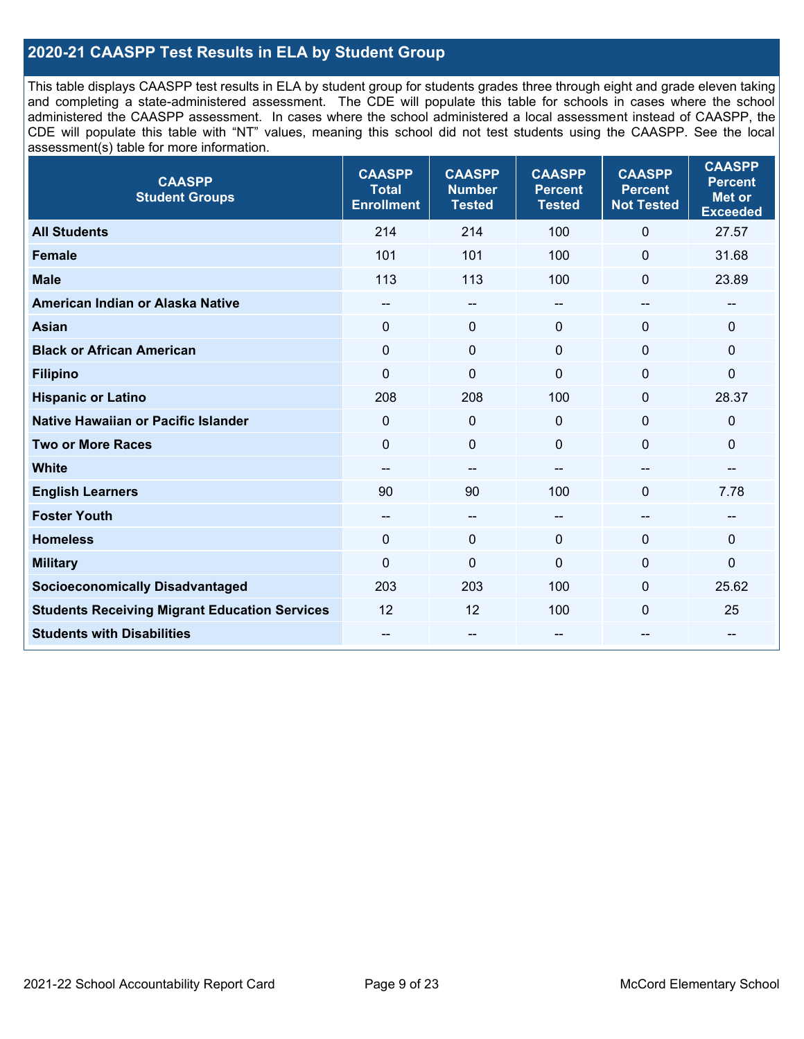## 2020-21 CAASPP Test Results in ELA by Student Group

This table displays CAASPP test results in ELA by student group for students grades three through eight and grade eleven taking and completing a state-administered assessment. The CDE will populate this table for schools in cases where the school administered the CAASPP assessment. In cases where the school administered a local assessment instead of CAASPP, the CDE will populate this table with "NT" values, meaning this school did not test students using the CAASPP. See the local assessment(s) table for more information.

| CAASPP Student Groups | CAASPP Total Enrollment | CAASPP Number Tested | CAASPP Percent Tested | CAASPP Percent Not Tested | CAASPP Percent Met or Exceeded |
|---|---|---|---|---|---|
| **All Students** | 214 | 214 | 100 | 0 | 27.57 |
| **Female** | 101 | 101 | 100 | 0 | 31.68 |
| **Male** | 113 | 113 | 100 | 0 | 23.89 |
| **American Indian or Alaska Native** | -- | -- | -- | -- | -- |
| **Asian** | 0 | 0 | 0 | 0 | 0 |
| **Black or African American** | 0 | 0 | 0 | 0 | 0 |
| **Filipino** | 0 | 0 | 0 | 0 | 0 |
| **Hispanic or Latino** | 208 | 208 | 100 | 0 | 28.37 |
| **Native Hawaiian or Pacific Islander** | 0 | 0 | 0 | 0 | 0 |
| **Two or More Races** | 0 | 0 | 0 | 0 | 0 |
| **White** | -- | -- | -- | -- | -- |
| **English Learners** | 90 | 90 | 100 | 0 | 7.78 |
| **Foster Youth** | -- | -- | -- | -- | -- |
| **Homeless** | 0 | 0 | 0 | 0 | 0 |
| **Military** | 0 | 0 | 0 | 0 | 0 |
| **Socioeconomically Disadvantaged** | 203 | 203 | 100 | 0 | 25.62 |
| **Students Receiving Migrant Education Services** | 12 | 12 | 100 | 0 | 25 |
| **Students with Disabilities** | -- | -- | -- | -- | -- |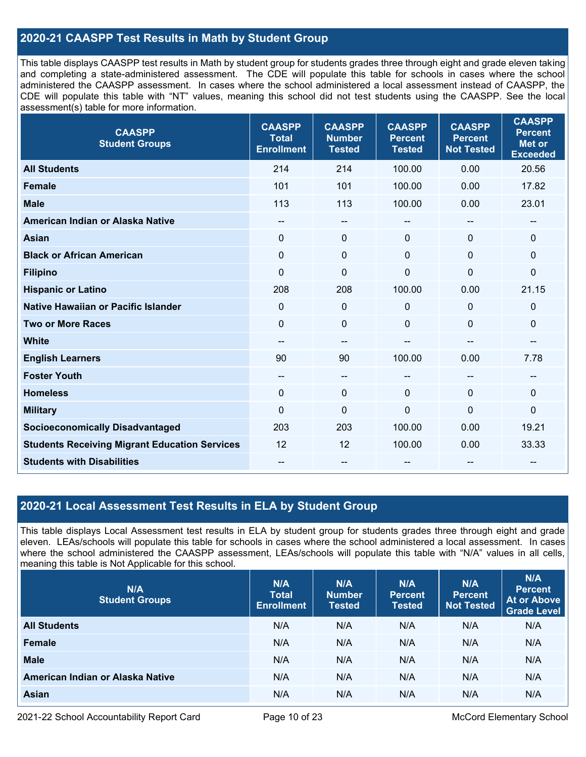## 2020-21 CAASPP Test Results in Math by Student Group

This table displays CAASPP test results in Math by student group for students grades three through eight and grade eleven taking and completing a state-administered assessment. The CDE will populate this table for schools in cases where the school administered the CAASPP assessment. In cases where the school administered a local assessment instead of CAASPP, the CDE will populate this table with "NT" values, meaning this school did not test students using the CAASPP. See the local assessment(s) table for more information.

| CAASPP Student Groups | CAASPP Total Enrollment | CAASPP Number Tested | CAASPP Percent Tested | CAASPP Percent Not Tested | CAASPP Percent Met or Exceeded |
|---|---|---|---|---|---|
| **All Students** | 214 | 214 | 100.00 | 0.00 | 20.56 |
| **Female** | 101 | 101 | 100.00 | 0.00 | 17.82 |
| **Male** | 113 | 113 | 100.00 | 0.00 | 23.01 |
| **American Indian or Alaska Native** | -- | -- | -- | -- | -- |
| **Asian** | 0 | 0 | 0 | 0 | 0 |
| **Black or African American** | 0 | 0 | 0 | 0 | 0 |
| **Filipino** | 0 | 0 | 0 | 0 | 0 |
| **Hispanic or Latino** | 208 | 208 | 100.00 | 0.00 | 21.15 |
| **Native Hawaiian or Pacific Islander** | 0 | 0 | 0 | 0 | 0 |
| **Two or More Races** | 0 | 0 | 0 | 0 | 0 |
| **White** | -- | -- | -- | -- | -- |
| **English Learners** | 90 | 90 | 100.00 | 0.00 | 7.78 |
| **Foster Youth** | -- | -- | -- | -- | -- |
| **Homeless** | 0 | 0 | 0 | 0 | 0 |
| **Military** | 0 | 0 | 0 | 0 | 0 |
| **Socioeconomically Disadvantaged** | 203 | 203 | 100.00 | 0.00 | 19.21 |
| **Students Receiving Migrant Education Services** | 12 | 12 | 100.00 | 0.00 | 33.33 |
| **Students with Disabilities** | -- | -- | -- | -- | -- |

## 2020-21 Local Assessment Test Results in ELA by Student Group

This table displays Local Assessment test results in ELA by student group for students grades three through eight and grade eleven. LEAs/schools will populate this table for schools in cases where the school administered a local assessment. In cases where the school administered the CAASPP assessment, LEAs/schools will populate this table with "N/A" values in all cells, meaning this table is Not Applicable for this school.

| N/A Student Groups | N/A Total Enrollment | N/A Number Tested | N/A Percent Tested | N/A Percent Not Tested | N/A Percent At or Above Grade Level |
|---|---|---|---|---|---|
| **All Students** | N/A | N/A | N/A | N/A | N/A |
| **Female** | N/A | N/A | N/A | N/A | N/A |
| **Male** | N/A | N/A | N/A | N/A | N/A |
| **American Indian or Alaska Native** | N/A | N/A | N/A | N/A | N/A |
| **Asian** | N/A | N/A | N/A | N/A | N/A |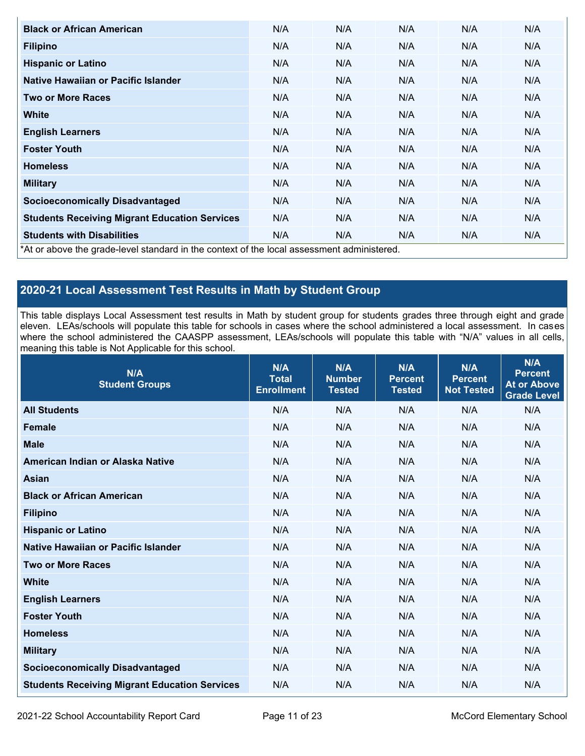| | | | | | |
|---|---|---|---|---|---|
| **Black or African American** | N/A | N/A | N/A | N/A | N/A |
| **Filipino** | N/A | N/A | N/A | N/A | N/A |
| **Hispanic or Latino** | N/A | N/A | N/A | N/A | N/A |
| **Native Hawaiian or Pacific Islander** | N/A | N/A | N/A | N/A | N/A |
| **Two or More Races** | N/A | N/A | N/A | N/A | N/A |
| **White** | N/A | N/A | N/A | N/A | N/A |
| **English Learners** | N/A | N/A | N/A | N/A | N/A |
| **Foster Youth** | N/A | N/A | N/A | N/A | N/A |
| **Homeless** | N/A | N/A | N/A | N/A | N/A |
| **Military** | N/A | N/A | N/A | N/A | N/A |
| **Socioeconomically Disadvantaged** | N/A | N/A | N/A | N/A | N/A |
| **Students Receiving Migrant Education Services** | N/A | N/A | N/A | N/A | N/A |
| **Students with Disabilities** | N/A | N/A | N/A | N/A | N/A |

*At or above the grade-level standard in the context of the local assessment administered.

## 2020-21 Local Assessment Test Results in Math by Student Group

This table displays Local Assessment test results in Math by student group for students grades three through eight and grade eleven. LEAs/schools will populate this table for schools in cases where the school administered a local assessment. In cases where the school administered the CAASPP assessment, LEAs/schools will populate this table with "N/A" values in all cells, meaning this table is Not Applicable for this school.

| N/A Student Groups | N/A Total Enrollment | N/A Number Tested | N/A Percent Tested | N/A Percent Not Tested | N/A Percent At or Above Grade Level |
|---|---|---|---|---|---|
| **All Students** | N/A | N/A | N/A | N/A | N/A |
| **Female** | N/A | N/A | N/A | N/A | N/A |
| **Male** | N/A | N/A | N/A | N/A | N/A |
| **American Indian or Alaska Native** | N/A | N/A | N/A | N/A | N/A |
| **Asian** | N/A | N/A | N/A | N/A | N/A |
| **Black or African American** | N/A | N/A | N/A | N/A | N/A |
| **Filipino** | N/A | N/A | N/A | N/A | N/A |
| **Hispanic or Latino** | N/A | N/A | N/A | N/A | N/A |
| **Native Hawaiian or Pacific Islander** | N/A | N/A | N/A | N/A | N/A |
| **Two or More Races** | N/A | N/A | N/A | N/A | N/A |
| **White** | N/A | N/A | N/A | N/A | N/A |
| **English Learners** | N/A | N/A | N/A | N/A | N/A |
| **Foster Youth** | N/A | N/A | N/A | N/A | N/A |
| **Homeless** | N/A | N/A | N/A | N/A | N/A |
| **Military** | N/A | N/A | N/A | N/A | N/A |
| **Socioeconomically Disadvantaged** | N/A | N/A | N/A | N/A | N/A |
| **Students Receiving Migrant Education Services** | N/A | N/A | N/A | N/A | N/A |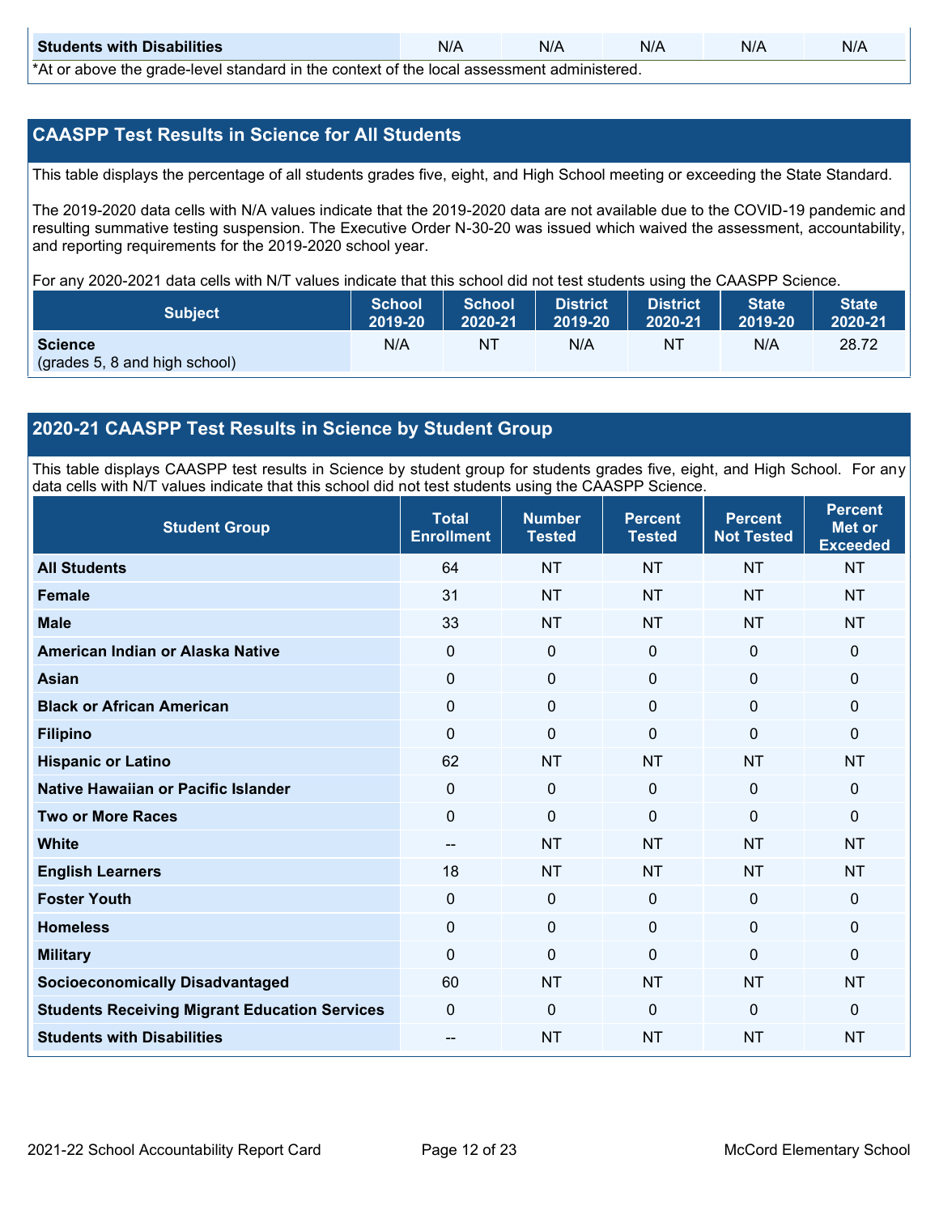| Students with Disabilities | N/A | N/A | N/A | N/A | N/A |
|---|---|---|---|---|---|

*At or above the grade-level standard in the context of the local assessment administered.

## CAASPP Test Results in Science for All Students

This table displays the percentage of all students grades five, eight, and High School meeting or exceeding the State Standard.

The 2019-2020 data cells with N/A values indicate that the 2019-2020 data are not available due to the COVID-19 pandemic and resulting summative testing suspension. The Executive Order N-30-20 was issued which waived the assessment, accountability, and reporting requirements for the 2019-2020 school year.

For any 2020-2021 data cells with N/T values indicate that this school did not test students using the CAASPP Science.

| Subject | School 2019-20 | School 2020-21 | District 2019-20 | District 2020-21 | State 2019-20 | State 2020-21 |
|---|---|---|---|---|---|---|
| **Science** (grades 5, 8 and high school) | N/A | NT | N/A | NT | N/A | 28.72 |

## 2020-21 CAASPP Test Results in Science by Student Group

This table displays CAASPP test results in Science by student group for students grades five, eight, and High School. For any data cells with N/T values indicate that this school did not test students using the CAASPP Science.

| Student Group | Total Enrollment | Number Tested | Percent Tested | Percent Not Tested | Percent Met or Exceeded |
|---|---|---|---|---|---|
| **All Students** | 64 | NT | NT | NT | NT |
| **Female** | 31 | NT | NT | NT | NT |
| **Male** | 33 | NT | NT | NT | NT |
| **American Indian or Alaska Native** | 0 | 0 | 0 | 0 | 0 |
| **Asian** | 0 | 0 | 0 | 0 | 0 |
| **Black or African American** | 0 | 0 | 0 | 0 | 0 |
| **Filipino** | 0 | 0 | 0 | 0 | 0 |
| **Hispanic or Latino** | 62 | NT | NT | NT | NT |
| **Native Hawaiian or Pacific Islander** | 0 | 0 | 0 | 0 | 0 |
| **Two or More Races** | 0 | 0 | 0 | 0 | 0 |
| **White** | -- | NT | NT | NT | NT |
| **English Learners** | 18 | NT | NT | NT | NT |
| **Foster Youth** | 0 | 0 | 0 | 0 | 0 |
| **Homeless** | 0 | 0 | 0 | 0 | 0 |
| **Military** | 0 | 0 | 0 | 0 | 0 |
| **Socioeconomically Disadvantaged** | 60 | NT | NT | NT | NT |
| **Students Receiving Migrant Education Services** | 0 | 0 | 0 | 0 | 0 |
| **Students with Disabilities** | -- | NT | NT | NT | NT |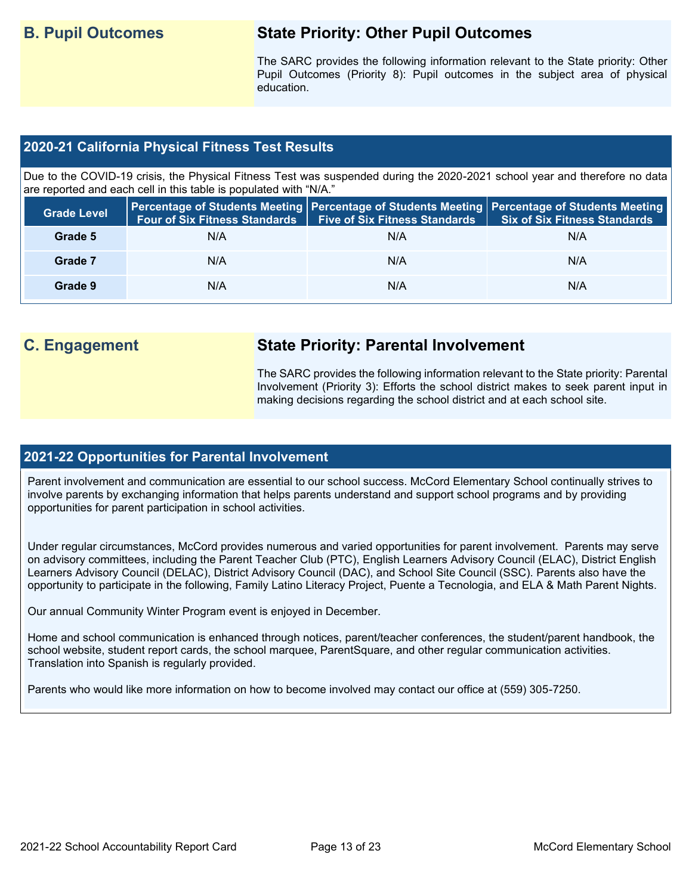## B. Pupil Outcomes

### State Priority: Other Pupil Outcomes

The SARC provides the following information relevant to the State priority: Other Pupil Outcomes (Priority 8): Pupil outcomes in the subject area of physical education.

### 2020-21 California Physical Fitness Test Results

Due to the COVID-19 crisis, the Physical Fitness Test was suspended during the 2020-2021 school year and therefore no data are reported and each cell in this table is populated with "N/A."

| Grade Level | Percentage of Students Meeting Four of Six Fitness Standards | Percentage of Students Meeting Five of Six Fitness Standards | Percentage of Students Meeting Six of Six Fitness Standards |
|---|---|---|---|
| Grade 5 | N/A | N/A | N/A |
| Grade 7 | N/A | N/A | N/A |
| Grade 9 | N/A | N/A | N/A |

## C. Engagement

### State Priority: Parental Involvement

The SARC provides the following information relevant to the State priority: Parental Involvement (Priority 3): Efforts the school district makes to seek parent input in making decisions regarding the school district and at each school site.

### 2021-22 Opportunities for Parental Involvement

Parent involvement and communication are essential to our school success. McCord Elementary School continually strives to involve parents by exchanging information that helps parents understand and support school programs and by providing opportunities for parent participation in school activities.

Under regular circumstances, McCord provides numerous and varied opportunities for parent involvement. Parents may serve on advisory committees, including the Parent Teacher Club (PTC), English Learners Advisory Council (ELAC), District English Learners Advisory Council (DELAC), District Advisory Council (DAC), and School Site Council (SSC). Parents also have the opportunity to participate in the following, Family Latino Literacy Project, Puente a Tecnologia, and ELA & Math Parent Nights.

Our annual Community Winter Program event is enjoyed in December.

Home and school communication is enhanced through notices, parent/teacher conferences, the student/parent handbook, the school website, student report cards, the school marquee, ParentSquare, and other regular communication activities. Translation into Spanish is regularly provided.

Parents who would like more information on how to become involved may contact our office at (559) 305-7250.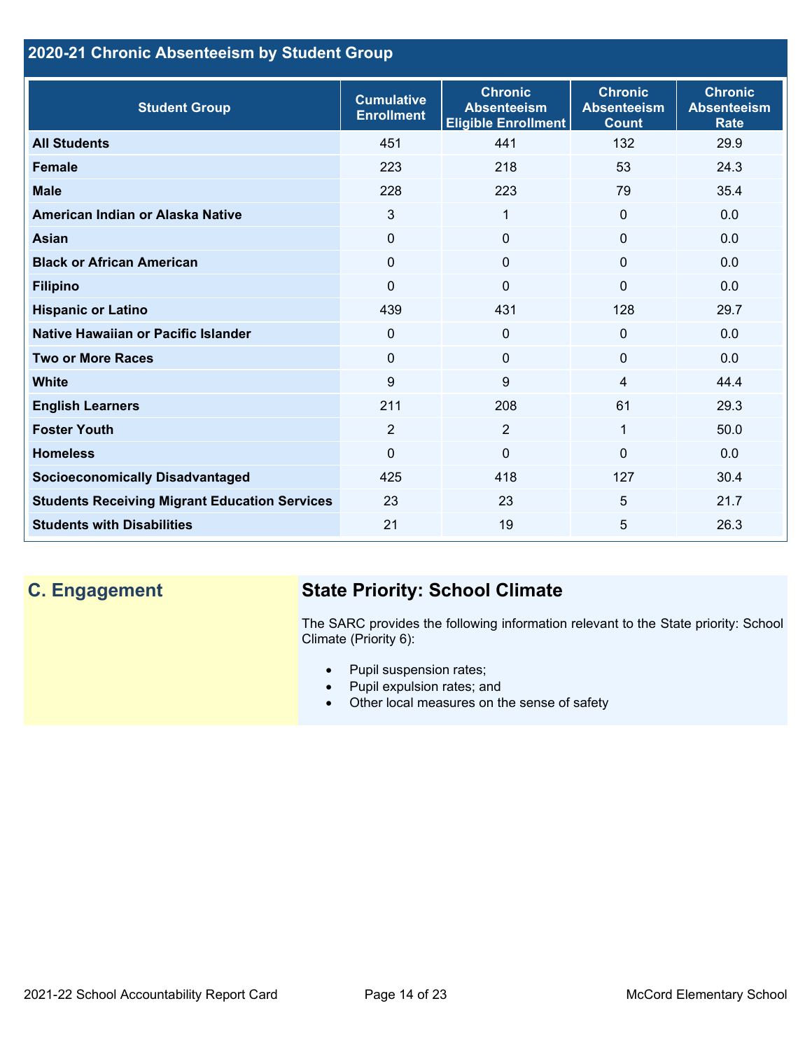## 2020-21 Chronic Absenteeism by Student Group

| Student Group | Cumulative Enrollment | Chronic Absenteeism Eligible Enrollment | Chronic Absenteeism Count | Chronic Absenteeism Rate |
|---|---|---|---|---|
| **All Students** | 451 | 441 | 132 | 29.9 |
| **Female** | 223 | 218 | 53 | 24.3 |
| **Male** | 228 | 223 | 79 | 35.4 |
| **American Indian or Alaska Native** | 3 | 1 | 0 | 0.0 |
| **Asian** | 0 | 0 | 0 | 0.0 |
| **Black or African American** | 0 | 0 | 0 | 0.0 |
| **Filipino** | 0 | 0 | 0 | 0.0 |
| **Hispanic or Latino** | 439 | 431 | 128 | 29.7 |
| **Native Hawaiian or Pacific Islander** | 0 | 0 | 0 | 0.0 |
| **Two or More Races** | 0 | 0 | 0 | 0.0 |
| **White** | 9 | 9 | 4 | 44.4 |
| **English Learners** | 211 | 208 | 61 | 29.3 |
| **Foster Youth** | 2 | 2 | 1 | 50.0 |
| **Homeless** | 0 | 0 | 0 | 0.0 |
| **Socioeconomically Disadvantaged** | 425 | 418 | 127 | 30.4 |
| **Students Receiving Migrant Education Services** | 23 | 23 | 5 | 21.7 |
| **Students with Disabilities** | 21 | 19 | 5 | 26.3 |

## C. Engagement

### State Priority: School Climate

The SARC provides the following information relevant to the State priority: School Climate (Priority 6):

- Pupil suspension rates;
- Pupil expulsion rates; and
- Other local measures on the sense of safety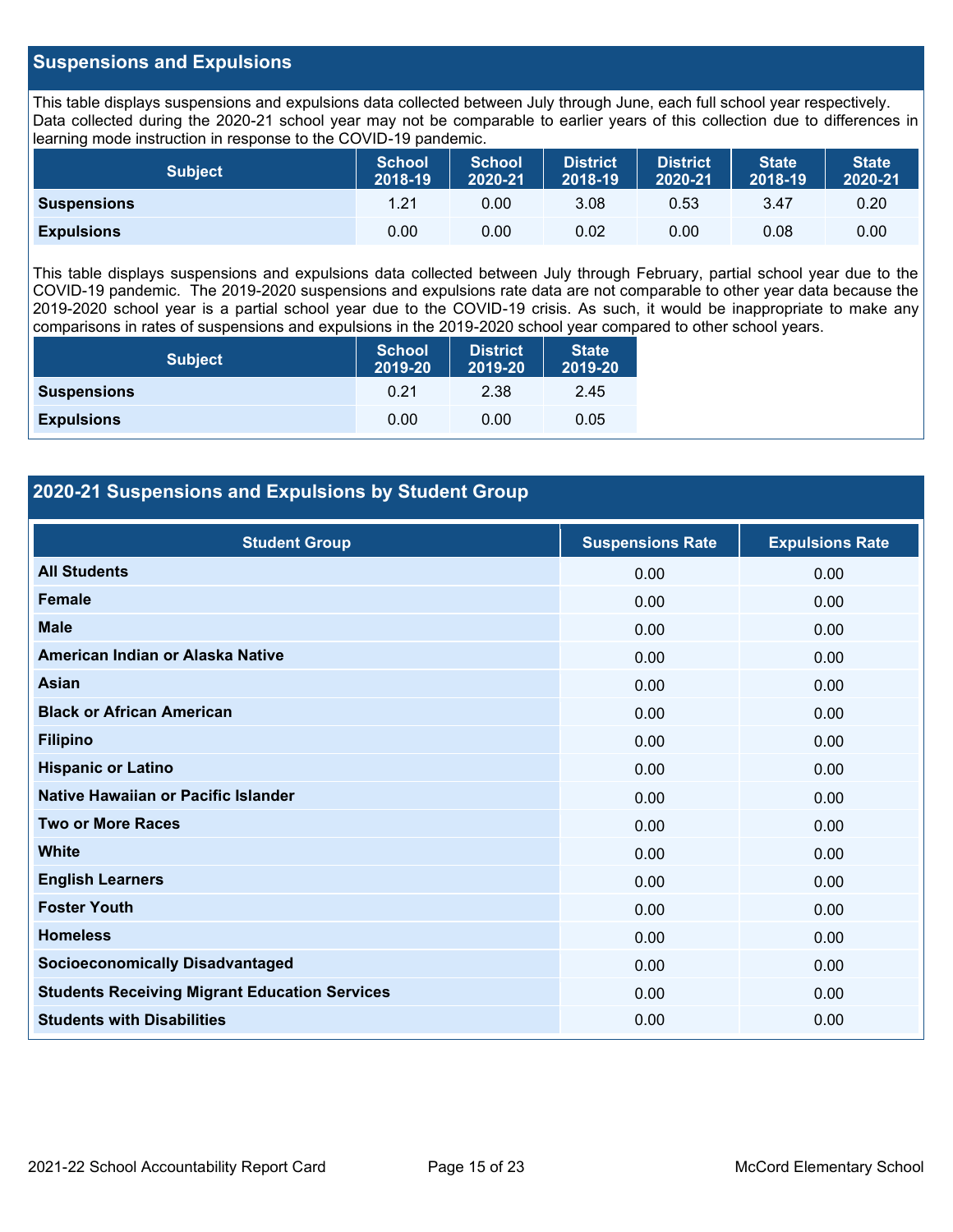## Suspensions and Expulsions

This table displays suspensions and expulsions data collected between July through June, each full school year respectively. Data collected during the 2020-21 school year may not be comparable to earlier years of this collection due to differences in learning mode instruction in response to the COVID-19 pandemic.

| Subject | School 2018-19 | School 2020-21 | District 2018-19 | District 2020-21 | State 2018-19 | State 2020-21 |
|---|---|---|---|---|---|---|
| **Suspensions** | 1.21 | 0.00 | 3.08 | 0.53 | 3.47 | 0.20 |
| **Expulsions** | 0.00 | 0.00 | 0.02 | 0.00 | 0.08 | 0.00 |

This table displays suspensions and expulsions data collected between July through February, partial school year due to the COVID-19 pandemic. The 2019-2020 suspensions and expulsions rate data are not comparable to other year data because the 2019-2020 school year is a partial school year due to the COVID-19 crisis. As such, it would be inappropriate to make any comparisons in rates of suspensions and expulsions in the 2019-2020 school year compared to other school years.

| Subject | School 2019-20 | District 2019-20 | State 2019-20 |
|---|---|---|---|
| **Suspensions** | 0.21 | 2.38 | 2.45 |
| **Expulsions** | 0.00 | 0.00 | 0.05 |

## 2020-21 Suspensions and Expulsions by Student Group

| Student Group | Suspensions Rate | Expulsions Rate |
|---|---|---|
| **All Students** | 0.00 | 0.00 |
| **Female** | 0.00 | 0.00 |
| **Male** | 0.00 | 0.00 |
| **American Indian or Alaska Native** | 0.00 | 0.00 |
| **Asian** | 0.00 | 0.00 |
| **Black or African American** | 0.00 | 0.00 |
| **Filipino** | 0.00 | 0.00 |
| **Hispanic or Latino** | 0.00 | 0.00 |
| **Native Hawaiian or Pacific Islander** | 0.00 | 0.00 |
| **Two or More Races** | 0.00 | 0.00 |
| **White** | 0.00 | 0.00 |
| **English Learners** | 0.00 | 0.00 |
| **Foster Youth** | 0.00 | 0.00 |
| **Homeless** | 0.00 | 0.00 |
| **Socioeconomically Disadvantaged** | 0.00 | 0.00 |
| **Students Receiving Migrant Education Services** | 0.00 | 0.00 |
| **Students with Disabilities** | 0.00 | 0.00 |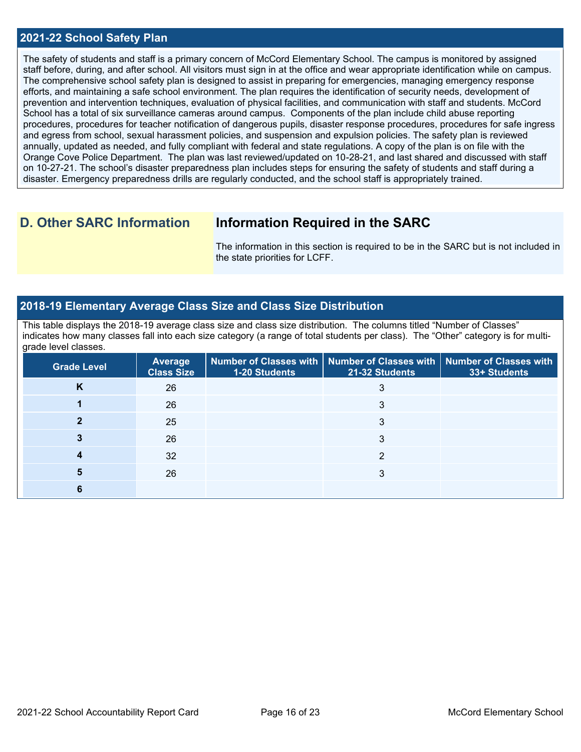## 2021-22 School Safety Plan

The safety of students and staff is a primary concern of McCord Elementary School. The campus is monitored by assigned staff before, during, and after school. All visitors must sign in at the office and wear appropriate identification while on campus. The comprehensive school safety plan is designed to assist in preparing for emergencies, managing emergency response efforts, and maintaining a safe school environment. The plan requires the identification of security needs, development of prevention and intervention techniques, evaluation of physical facilities, and communication with staff and students. McCord School has a total of six surveillance cameras around campus. Components of the plan include child abuse reporting procedures, procedures for teacher notification of dangerous pupils, disaster response procedures, procedures for safe ingress and egress from school, sexual harassment policies, and suspension and expulsion policies. The safety plan is reviewed annually, updated as needed, and fully compliant with federal and state regulations. A copy of the plan is on file with the Orange Cove Police Department. The plan was last reviewed/updated on 10-28-21, and last shared and discussed with staff on 10-27-21. The school's disaster preparedness plan includes steps for ensuring the safety of students and staff during a disaster. Emergency preparedness drills are regularly conducted, and the school staff is appropriately trained.

## D. Other SARC Information

### Information Required in the SARC

The information in this section is required to be in the SARC but is not included in the state priorities for LCFF.

## 2018-19 Elementary Average Class Size and Class Size Distribution

This table displays the 2018-19 average class size and class size distribution. The columns titled "Number of Classes" indicates how many classes fall into each size category (a range of total students per class). The "Other" category is for multi-grade level classes.

| Grade Level | Average Class Size | Number of Classes with 1-20 Students | Number of Classes with 21-32 Students | Number of Classes with 33+ Students |
|---|---|---|---|---|
| K | 26 | | 3 | |
| 1 | 26 | | 3 | |
| 2 | 25 | | 3 | |
| 3 | 26 | | 3 | |
| 4 | 32 | | 2 | |
| 5 | 26 | | 3 | |
| 6 | | | | |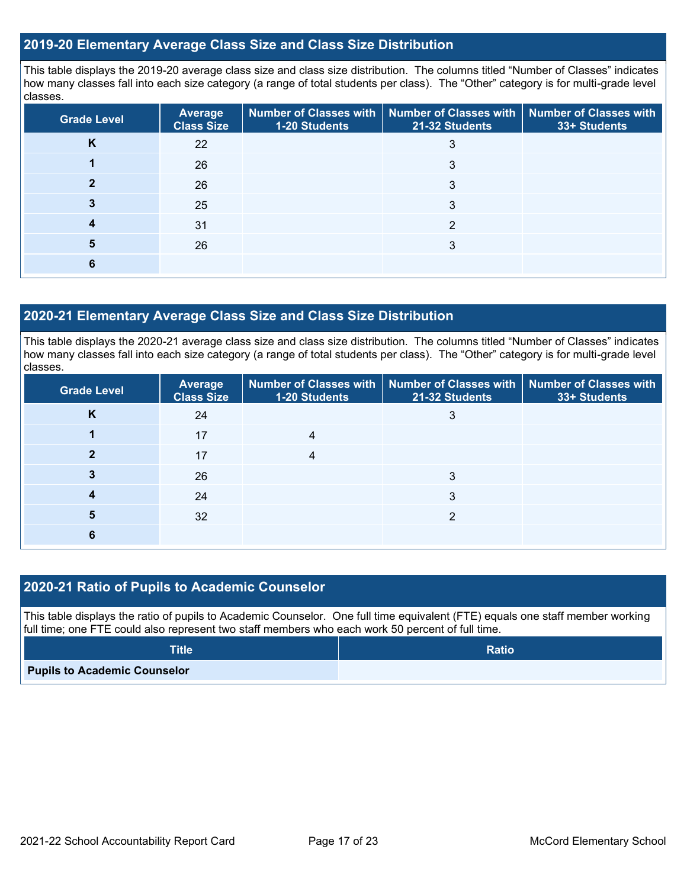## 2019-20 Elementary Average Class Size and Class Size Distribution

This table displays the 2019-20 average class size and class size distribution. The columns titled "Number of Classes" indicates how many classes fall into each size category (a range of total students per class). The "Other" category is for multi-grade level classes.

| Grade Level | Average Class Size | Number of Classes with 1-20 Students | Number of Classes with 21-32 Students | Number of Classes with 33+ Students |
|---|---|---|---|---|
| K | 22 | | 3 | |
| 1 | 26 | | 3 | |
| 2 | 26 | | 3 | |
| 3 | 25 | | 3 | |
| 4 | 31 | | 2 | |
| 5 | 26 | | 3 | |
| 6 | | | | |

## 2020-21 Elementary Average Class Size and Class Size Distribution

This table displays the 2020-21 average class size and class size distribution. The columns titled "Number of Classes" indicates how many classes fall into each size category (a range of total students per class). The "Other" category is for multi-grade level classes.

| Grade Level | Average Class Size | Number of Classes with 1-20 Students | Number of Classes with 21-32 Students | Number of Classes with 33+ Students |
|---|---|---|---|---|
| K | 24 | | 3 | |
| 1 | 17 | 4 | | |
| 2 | 17 | 4 | | |
| 3 | 26 | | 3 | |
| 4 | 24 | | 3 | |
| 5 | 32 | | 2 | |
| 6 | | | | |

## 2020-21 Ratio of Pupils to Academic Counselor

This table displays the ratio of pupils to Academic Counselor. One full time equivalent (FTE) equals one staff member working full time; one FTE could also represent two staff members who each work 50 percent of full time.

| Title | Ratio |
|---|---|
| **Pupils to Academic Counselor** | |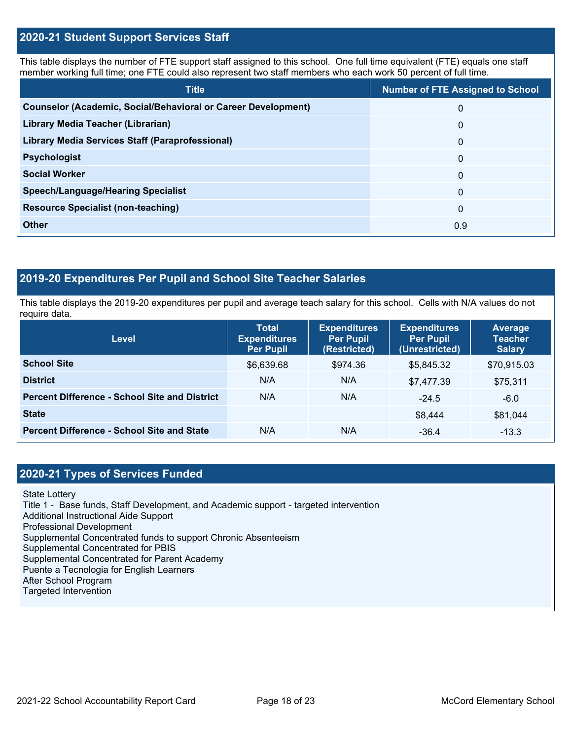## 2020-21 Student Support Services Staff

This table displays the number of FTE support staff assigned to this school. One full time equivalent (FTE) equals one staff member working full time; one FTE could also represent two staff members who each work 50 percent of full time.

| Title | Number of FTE Assigned to School |
|---|---|
| **Counselor (Academic, Social/Behavioral or Career Development)** | 0 |
| **Library Media Teacher (Librarian)** | 0 |
| **Library Media Services Staff (Paraprofessional)** | 0 |
| **Psychologist** | 0 |
| **Social Worker** | 0 |
| **Speech/Language/Hearing Specialist** | 0 |
| **Resource Specialist (non-teaching)** | 0 |
| **Other** | 0.9 |

## 2019-20 Expenditures Per Pupil and School Site Teacher Salaries

This table displays the 2019-20 expenditures per pupil and average teach salary for this school. Cells with N/A values do not require data.

| Level | Total Expenditures Per Pupil | Expenditures Per Pupil (Restricted) | Expenditures Per Pupil (Unrestricted) | Average Teacher Salary |
|---|---|---|---|---|
| **School Site** | $6,639.68 | $974.36 | $5,845.32 | $70,915.03 |
| **District** | N/A | N/A | $7,477.39 | $75,311 |
| **Percent Difference - School Site and District** | N/A | N/A | -24.5 | -6.0 |
| **State** | | | $8,444 | $81,044 |
| **Percent Difference - School Site and State** | N/A | N/A | -36.4 | -13.3 |

## 2020-21 Types of Services Funded

State Lottery
Title 1 - Base funds, Staff Development, and Academic support - targeted intervention
Additional Instructional Aide Support
Professional Development
Supplemental Concentrated funds to support Chronic Absenteeism
Supplemental Concentrated for PBIS
Supplemental Concentrated for Parent Academy
Puente a Tecnologia for English Learners
After School Program
Targeted Intervention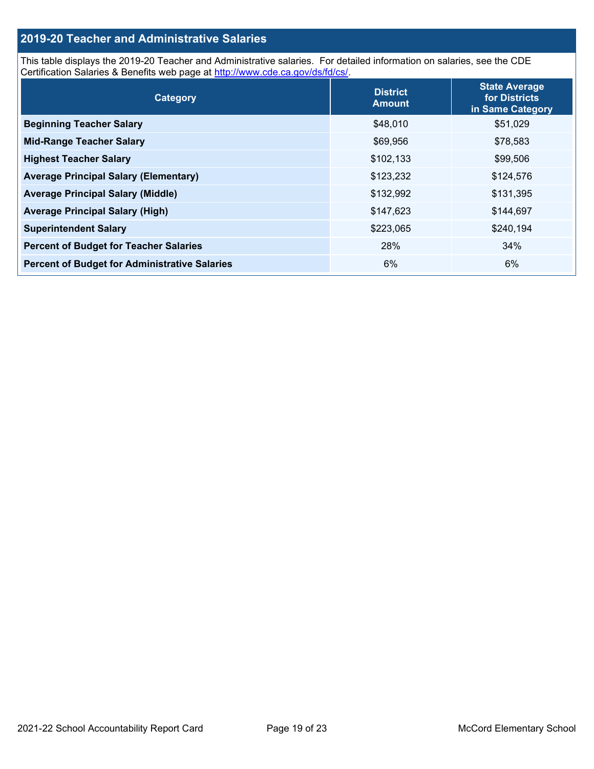## 2019-20 Teacher and Administrative Salaries

This table displays the 2019-20 Teacher and Administrative salaries. For detailed information on salaries, see the CDE Certification Salaries & Benefits web page at http://www.cde.ca.gov/ds/fd/cs/.

| Category | District Amount | State Average for Districts in Same Category |
|---|---|---|
| **Beginning Teacher Salary** | $48,010 | $51,029 |
| **Mid-Range Teacher Salary** | $69,956 | $78,583 |
| **Highest Teacher Salary** | $102,133 | $99,506 |
| **Average Principal Salary (Elementary)** | $123,232 | $124,576 |
| **Average Principal Salary (Middle)** | $132,992 | $131,395 |
| **Average Principal Salary (High)** | $147,623 | $144,697 |
| **Superintendent Salary** | $223,065 | $240,194 |
| **Percent of Budget for Teacher Salaries** | 28% | 34% |
| **Percent of Budget for Administrative Salaries** | 6% | 6% |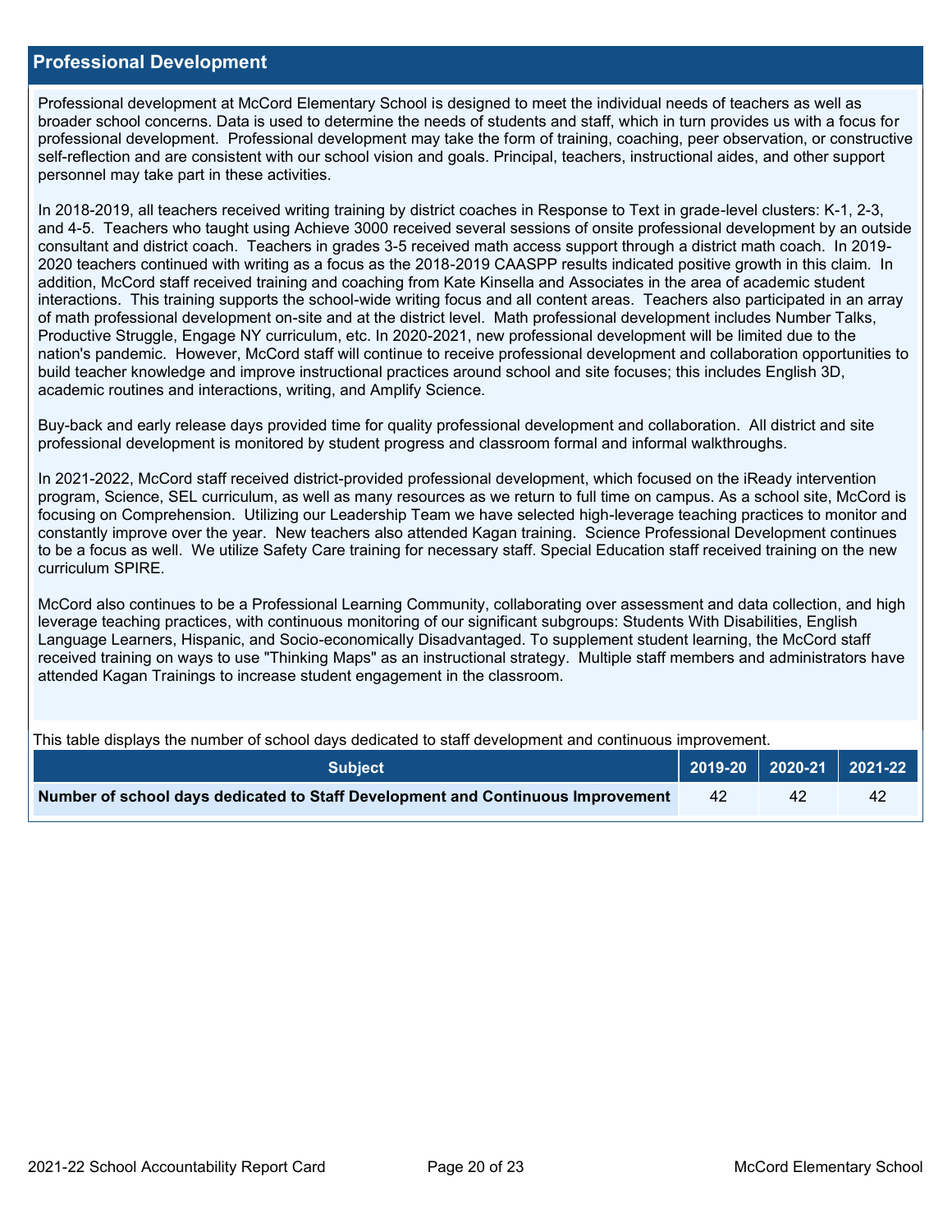## Professional Development

Professional development at McCord Elementary School is designed to meet the individual needs of teachers as well as broader school concerns. Data is used to determine the needs of students and staff, which in turn provides us with a focus for professional development. Professional development may take the form of training, coaching, peer observation, or constructive self-reflection and are consistent with our school vision and goals. Principal, teachers, instructional aides, and other support personnel may take part in these activities.

In 2018-2019, all teachers received writing training by district coaches in Response to Text in grade-level clusters: K-1, 2-3, and 4-5. Teachers who taught using Achieve 3000 received several sessions of onsite professional development by an outside consultant and district coach. Teachers in grades 3-5 received math access support through a district math coach. In 2019-2020 teachers continued with writing as a focus as the 2018-2019 CAASPP results indicated positive growth in this claim. In addition, McCord staff received training and coaching from Kate Kinsella and Associates in the area of academic student interactions. This training supports the school-wide writing focus and all content areas. Teachers also participated in an array of math professional development on-site and at the district level. Math professional development includes Number Talks, Productive Struggle, Engage NY curriculum, etc. In 2020-2021, new professional development will be limited due to the nation's pandemic. However, McCord staff will continue to receive professional development and collaboration opportunities to build teacher knowledge and improve instructional practices around school and site focuses; this includes English 3D, academic routines and interactions, writing, and Amplify Science.

Buy-back and early release days provided time for quality professional development and collaboration. All district and site professional development is monitored by student progress and classroom formal and informal walkthroughs.

In 2021-2022, McCord staff received district-provided professional development, which focused on the iReady intervention program, Science, SEL curriculum, as well as many resources as we return to full time on campus. As a school site, McCord is focusing on Comprehension. Utilizing our Leadership Team we have selected high-leverage teaching practices to monitor and constantly improve over the year. New teachers also attended Kagan training. Science Professional Development continues to be a focus as well. We utilize Safety Care training for necessary staff. Special Education staff received training on the new curriculum SPIRE.

McCord also continues to be a Professional Learning Community, collaborating over assessment and data collection, and high leverage teaching practices, with continuous monitoring of our significant subgroups: Students With Disabilities, English Language Learners, Hispanic, and Socio-economically Disadvantaged. To supplement student learning, the McCord staff received training on ways to use "Thinking Maps" as an instructional strategy. Multiple staff members and administrators have attended Kagan Trainings to increase student engagement in the classroom.

This table displays the number of school days dedicated to staff development and continuous improvement.

| Subject | 2019-20 | 2020-21 | 2021-22 |
|---|---|---|---|
| **Number of school days dedicated to Staff Development and Continuous Improvement** | 42 | 42 | 42 |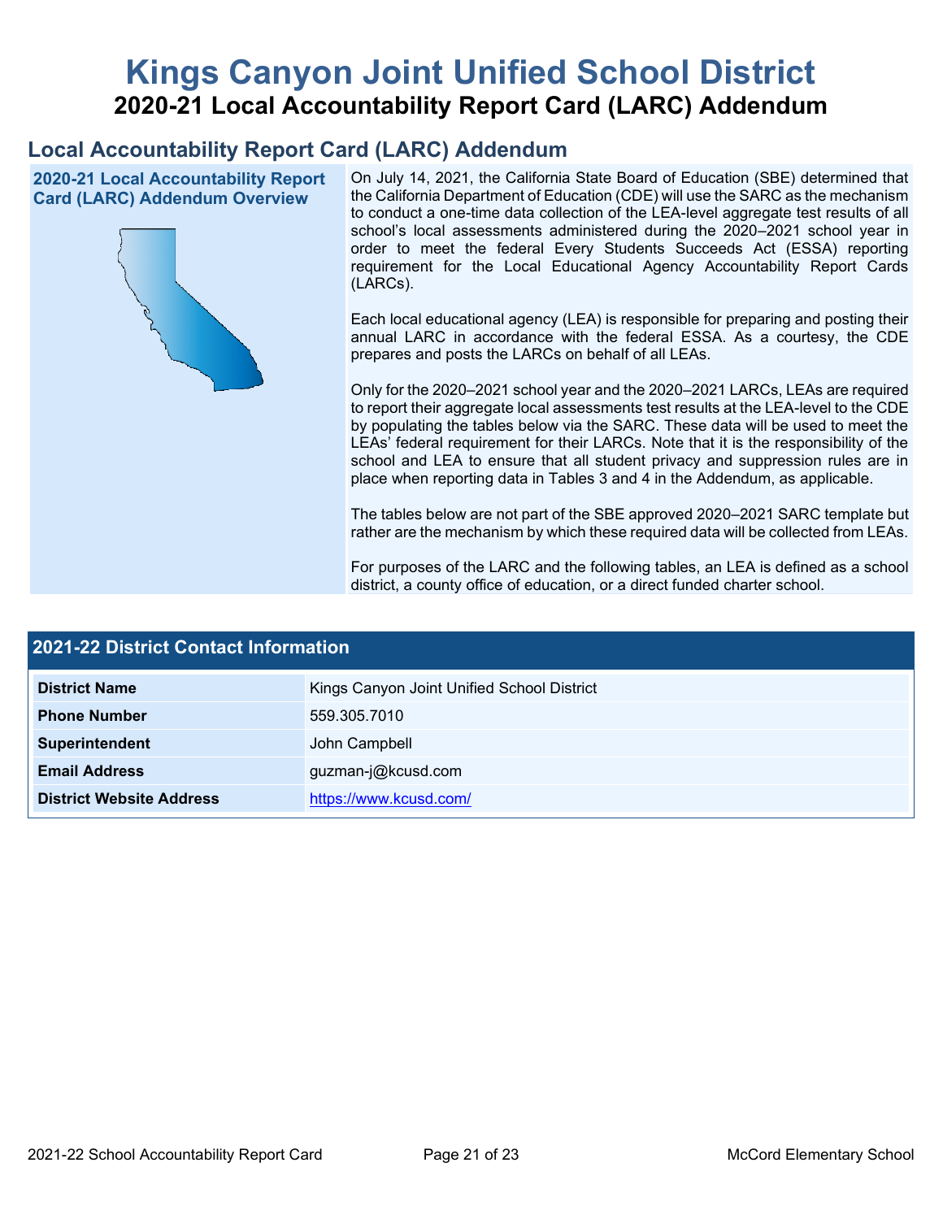# Kings Canyon Joint Unified School District

## 2020-21 Local Accountability Report Card (LARC) Addendum

## Local Accountability Report Card (LARC) Addendum

### 2020-21 Local Accountability Report Card (LARC) Addendum Overview

On July 14, 2021, the California State Board of Education (SBE) determined that the California Department of Education (CDE) will use the SARC as the mechanism to conduct a one-time data collection of the LEA-level aggregate test results of all school's local assessments administered during the 2020–2021 school year in order to meet the federal Every Students Succeeds Act (ESSA) reporting requirement for the Local Educational Agency Accountability Report Cards (LARCs).

Each local educational agency (LEA) is responsible for preparing and posting their annual LARC in accordance with the federal ESSA. As a courtesy, the CDE prepares and posts the LARCs on behalf of all LEAs.

Only for the 2020–2021 school year and the 2020–2021 LARCs, LEAs are required to report their aggregate local assessments test results at the LEA-level to the CDE by populating the tables below via the SARC. These data will be used to meet the LEAs' federal requirement for their LARCs. Note that it is the responsibility of the school and LEA to ensure that all student privacy and suppression rules are in place when reporting data in Tables 3 and 4 in the Addendum, as applicable.

The tables below are not part of the SBE approved 2020–2021 SARC template but rather are the mechanism by which these required data will be collected from LEAs.

For purposes of the LARC and the following tables, an LEA is defined as a school district, a county office of education, or a direct funded charter school.

| 2021-22 District Contact Information | |
|---|---|
| District Name | Kings Canyon Joint Unified School District |
| Phone Number | 559.305.7010 |
| Superintendent | John Campbell |
| Email Address | guzman-j@kcusd.com |
| District Website Address | https://www.kcusd.com/ |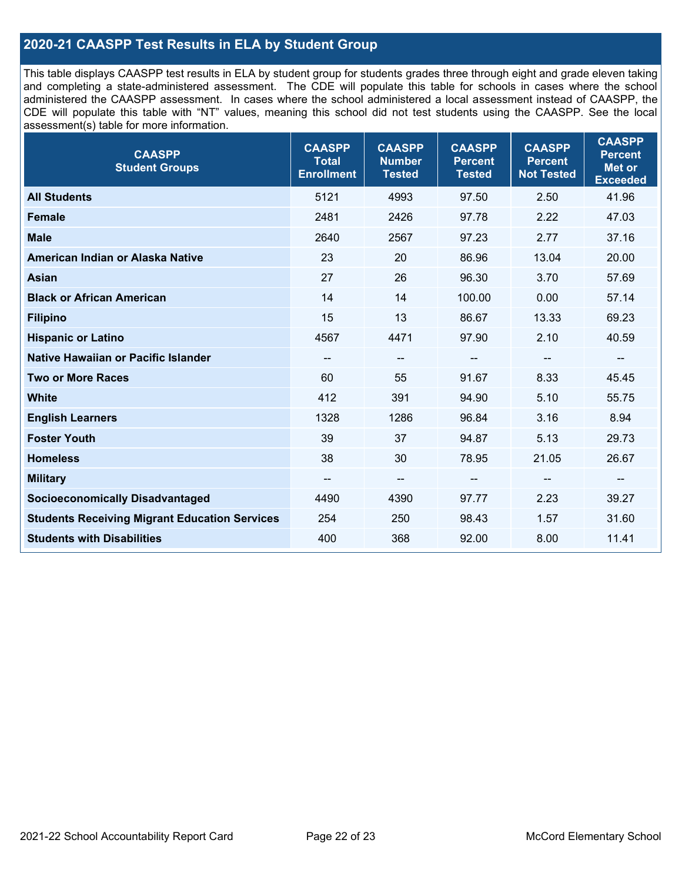## 2020-21 CAASPP Test Results in ELA by Student Group

This table displays CAASPP test results in ELA by student group for students grades three through eight and grade eleven taking and completing a state-administered assessment. The CDE will populate this table for schools in cases where the school administered the CAASPP assessment. In cases where the school administered a local assessment instead of CAASPP, the CDE will populate this table with “NT” values, meaning this school did not test students using the CAASPP. See the local assessment(s) table for more information.

| CAASPP Student Groups | CAASPP Total Enrollment | CAASPP Number Tested | CAASPP Percent Tested | CAASPP Percent Not Tested | CAASPP Percent Met or Exceeded |
|---|---|---|---|---|---|
| **All Students** | 5121 | 4993 | 97.50 | 2.50 | 41.96 |
| **Female** | 2481 | 2426 | 97.78 | 2.22 | 47.03 |
| **Male** | 2640 | 2567 | 97.23 | 2.77 | 37.16 |
| **American Indian or Alaska Native** | 23 | 20 | 86.96 | 13.04 | 20.00 |
| **Asian** | 27 | 26 | 96.30 | 3.70 | 57.69 |
| **Black or African American** | 14 | 14 | 100.00 | 0.00 | 57.14 |
| **Filipino** | 15 | 13 | 86.67 | 13.33 | 69.23 |
| **Hispanic or Latino** | 4567 | 4471 | 97.90 | 2.10 | 40.59 |
| **Native Hawaiian or Pacific Islander** | -- | -- | -- | -- | -- |
| **Two or More Races** | 60 | 55 | 91.67 | 8.33 | 45.45 |
| **White** | 412 | 391 | 94.90 | 5.10 | 55.75 |
| **English Learners** | 1328 | 1286 | 96.84 | 3.16 | 8.94 |
| **Foster Youth** | 39 | 37 | 94.87 | 5.13 | 29.73 |
| **Homeless** | 38 | 30 | 78.95 | 21.05 | 26.67 |
| **Military** | -- | -- | -- | -- | -- |
| **Socioeconomically Disadvantaged** | 4490 | 4390 | 97.77 | 2.23 | 39.27 |
| **Students Receiving Migrant Education Services** | 254 | 250 | 98.43 | 1.57 | 31.60 |
| **Students with Disabilities** | 400 | 368 | 92.00 | 8.00 | 11.41 |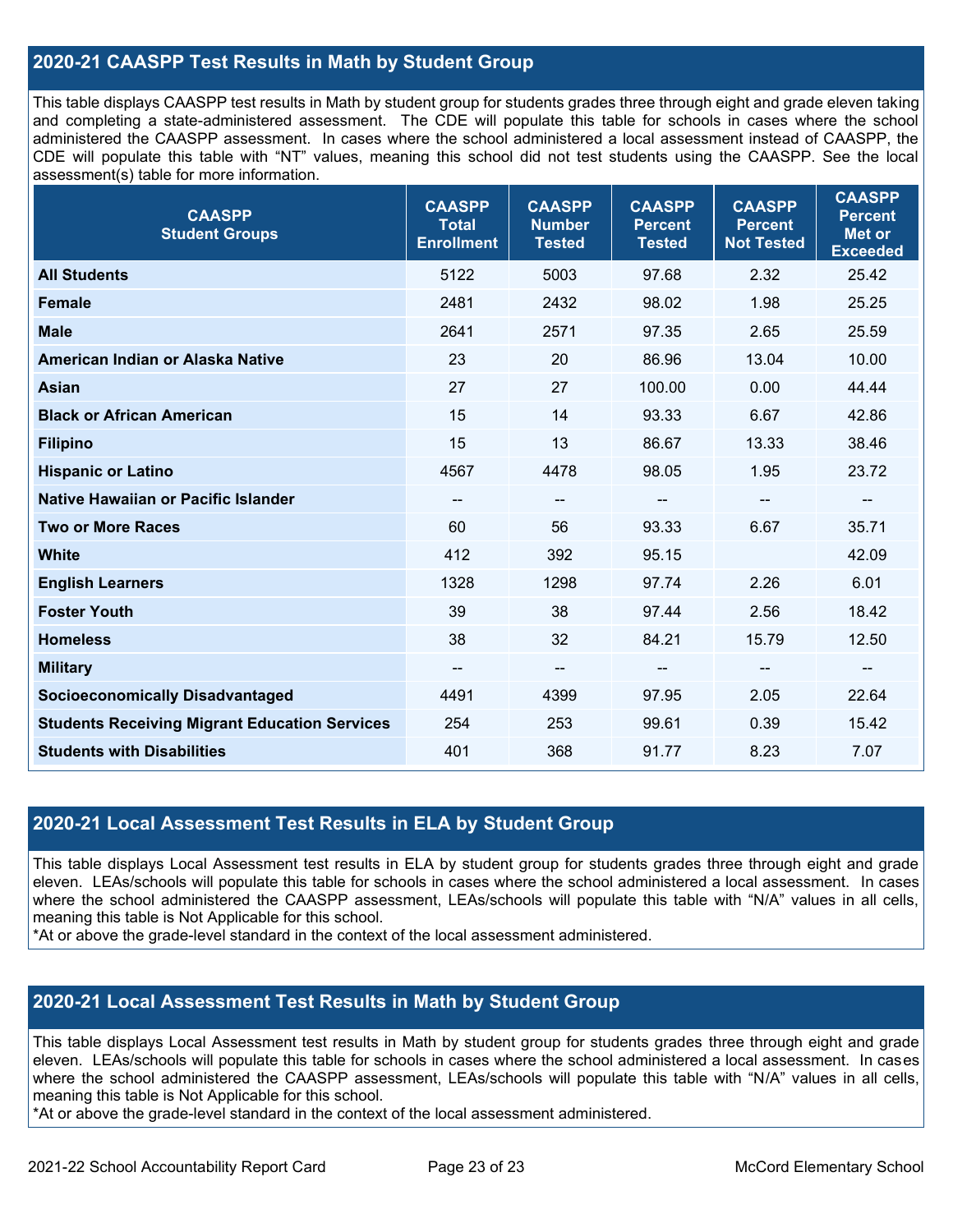## 2020-21 CAASPP Test Results in Math by Student Group

This table displays CAASPP test results in Math by student group for students grades three through eight and grade eleven taking and completing a state-administered assessment. The CDE will populate this table for schools in cases where the school administered the CAASPP assessment. In cases where the school administered a local assessment instead of CAASPP, the CDE will populate this table with "NT" values, meaning this school did not test students using the CAASPP. See the local assessment(s) table for more information.

| CAASPP Student Groups | CAASPP Total Enrollment | CAASPP Number Tested | CAASPP Percent Tested | CAASPP Percent Not Tested | CAASPP Percent Met or Exceeded |
|---|---|---|---|---|---|
| **All Students** | 5122 | 5003 | 97.68 | 2.32 | 25.42 |
| **Female** | 2481 | 2432 | 98.02 | 1.98 | 25.25 |
| **Male** | 2641 | 2571 | 97.35 | 2.65 | 25.59 |
| **American Indian or Alaska Native** | 23 | 20 | 86.96 | 13.04 | 10.00 |
| **Asian** | 27 | 27 | 100.00 | 0.00 | 44.44 |
| **Black or African American** | 15 | 14 | 93.33 | 6.67 | 42.86 |
| **Filipino** | 15 | 13 | 86.67 | 13.33 | 38.46 |
| **Hispanic or Latino** | 4567 | 4478 | 98.05 | 1.95 | 23.72 |
| **Native Hawaiian or Pacific Islander** | -- | -- | -- | -- | -- |
| **Two or More Races** | 60 | 56 | 93.33 | 6.67 | 35.71 |
| **White** | 412 | 392 | 95.15 | | 42.09 |
| **English Learners** | 1328 | 1298 | 97.74 | 2.26 | 6.01 |
| **Foster Youth** | 39 | 38 | 97.44 | 2.56 | 18.42 |
| **Homeless** | 38 | 32 | 84.21 | 15.79 | 12.50 |
| **Military** | -- | -- | -- | -- | -- |
| **Socioeconomically Disadvantaged** | 4491 | 4399 | 97.95 | 2.05 | 22.64 |
| **Students Receiving Migrant Education Services** | 254 | 253 | 99.61 | 0.39 | 15.42 |
| **Students with Disabilities** | 401 | 368 | 91.77 | 8.23 | 7.07 |

## 2020-21 Local Assessment Test Results in ELA by Student Group

This table displays Local Assessment test results in ELA by student group for students grades three through eight and grade eleven. LEAs/schools will populate this table for schools in cases where the school administered a local assessment. In cases where the school administered the CAASPP assessment, LEAs/schools will populate this table with "N/A" values in all cells, meaning this table is Not Applicable for this school.

*At or above the grade-level standard in the context of the local assessment administered.

## 2020-21 Local Assessment Test Results in Math by Student Group

This table displays Local Assessment test results in Math by student group for students grades three through eight and grade eleven. LEAs/schools will populate this table for schools in cases where the school administered a local assessment. In cases where the school administered the CAASPP assessment, LEAs/schools will populate this table with "N/A" values in all cells, meaning this table is Not Applicable for this school.

*At or above the grade-level standard in the context of the local assessment administered.